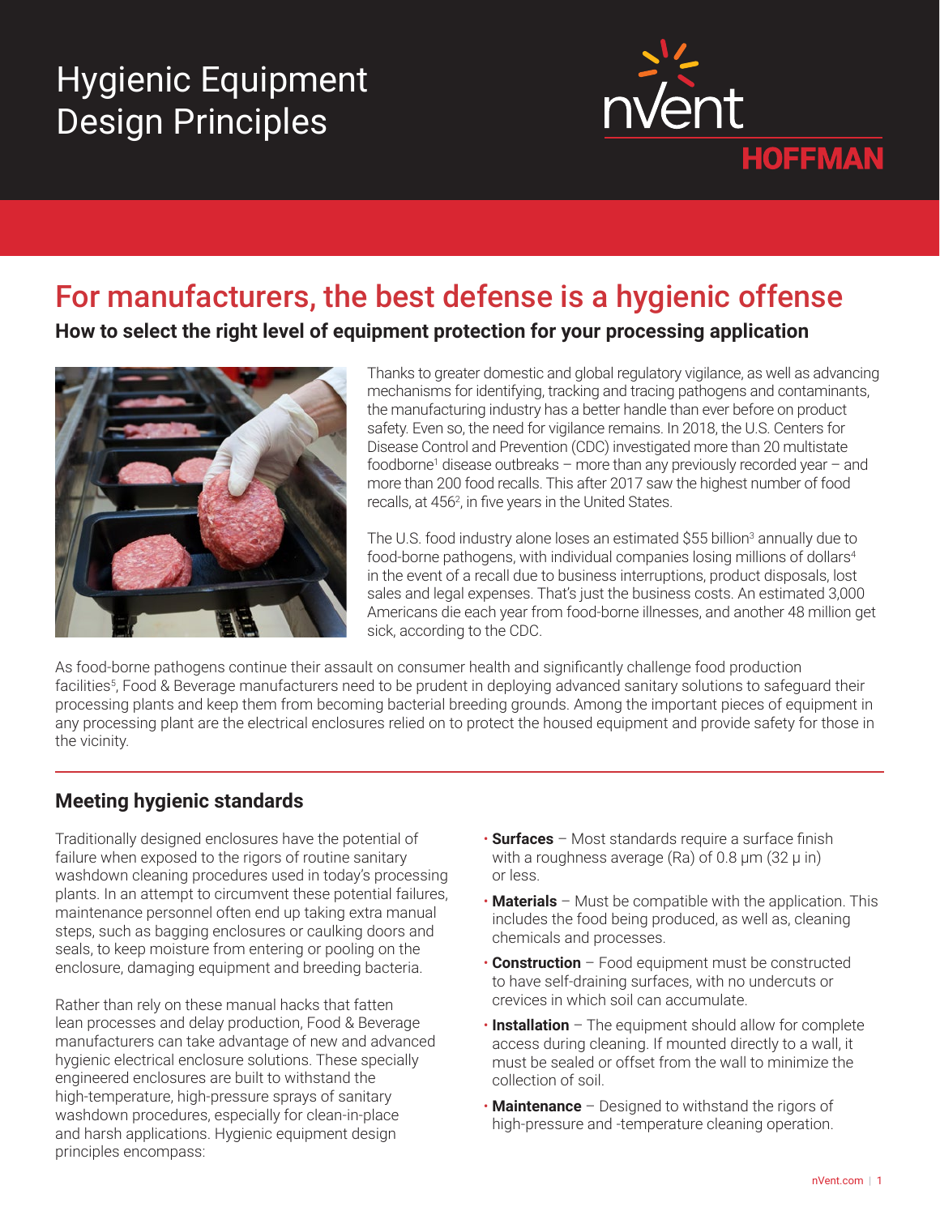# Hygienic Equipment Design Principles

nVent HOFFMAN

## For manufacturers, the best defense is a hygienic offense

### How to select the right level of equipment protection for your processing application

Thanks to greater domestic and global regulatory vigilance, as well as advancing mechanisms for identifying, tracking and tracing pathogens and contaminants, the manufacturing industry has a better handle than ever before on product safety. Even so, the need for vigilance remains. In 2018, the U.S. Centers for Disease Control and Prevention (CDC) investigated more than 20 multistate foodborne[1] disease outbreaks – more than any previously recorded year – and more than 200 food recalls. This after 2017 saw the highest number of food recalls, at 456[2], in five years in the United States.

The U.S. food industry alone loses an estimated $55 billion[3] annually due to food-borne pathogens, with individual companies losing millions of dollars[4] in the event of a recall due to business interruptions, product disposals, lost sales and legal expenses. That's just the business costs. An estimated 3,000 Americans die each year from food-borne illnesses, and another 48 million get sick, according to the CDC.

As food-borne pathogens continue their assault on consumer health and significantly challenge food production facilities[5], Food & Beverage manufacturers need to be prudent in deploying advanced sanitary solutions to safeguard their processing plants and keep them from becoming bacterial breeding grounds. Among the important pieces of equipment in any processing plant are the electrical enclosures relied on to protect the housed equipment and provide safety for those in the vicinity.

### Meeting hygienic standards

Traditionally designed enclosures have the potential of failure when exposed to the rigors of routine sanitary washdown cleaning procedures used in today's processing plants. In an attempt to circumvent these potential failures, maintenance personnel often end up taking extra manual steps, such as bagging enclosures or caulking doors and seals, to keep moisture from entering or pooling on the enclosure, damaging equipment and breeding bacteria.

Rather than rely on these manual hacks that fatten lean processes and delay production, Food & Beverage manufacturers can take advantage of new and advanced hygienic electrical enclosure solutions. These specially engineered enclosures are built to withstand the high-temperature, high-pressure sprays of sanitary washdown procedures, especially for clean-in-place and harsh applications. Hygienic equipment design principles encompass:

- **Surfaces** – Most standards require a surface finish with a roughness average (Ra) of 0.8 µm (32 µ in) or less.
- **Materials** – Must be compatible with the application. This includes the food being produced, as well as, cleaning chemicals and processes.
- **Construction** – Food equipment must be constructed to have self-draining surfaces, with no undercuts or crevices in which soil can accumulate.
- **Installation** – The equipment should allow for complete access during cleaning. If mounted directly to a wall, it must be sealed or offset from the wall to minimize the collection of soil.
- **Maintenance** – Designed to withstand the rigors of high-pressure and -temperature cleaning operation.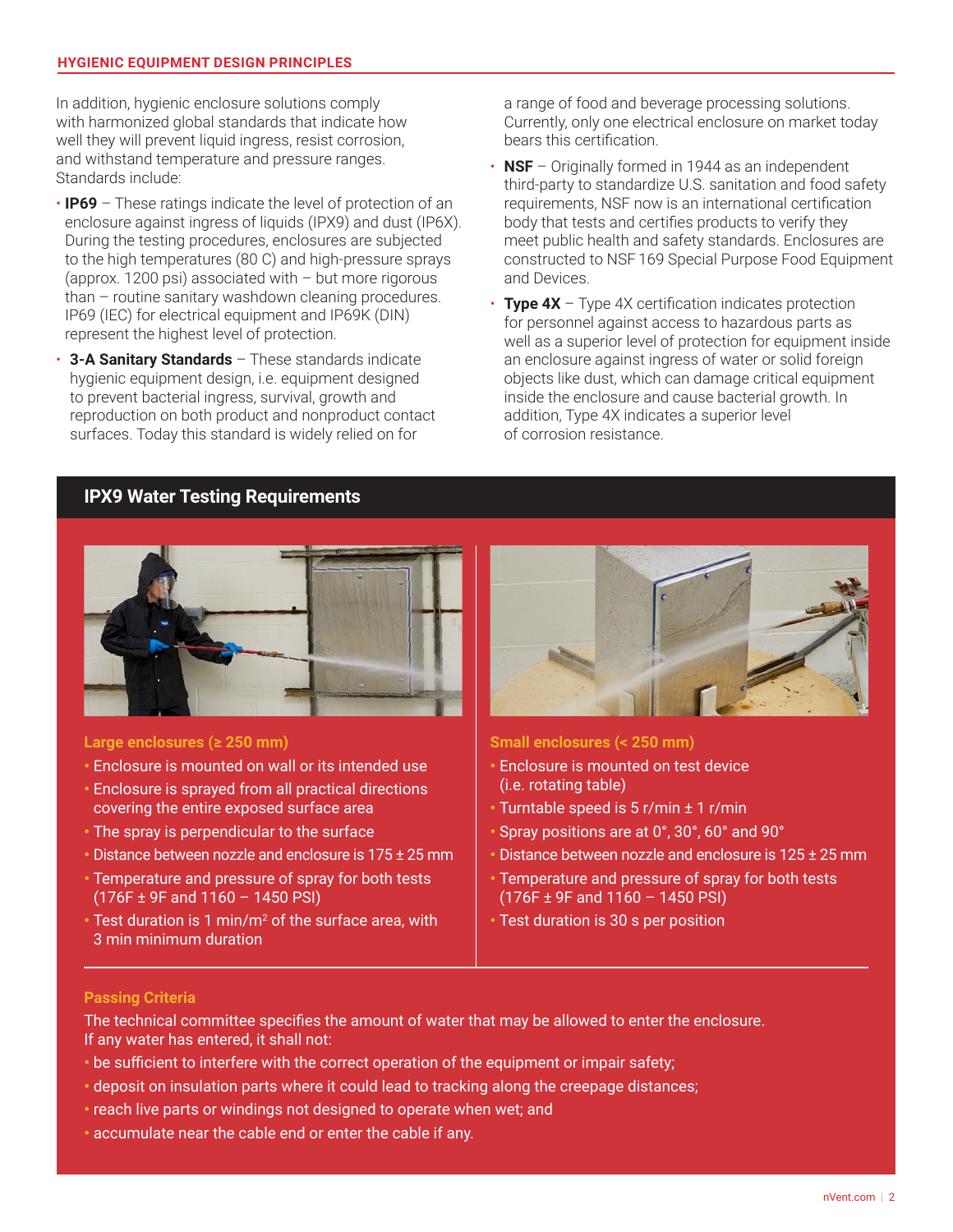In addition, hygienic enclosure solutions comply with harmonized global standards that indicate how well they will prevent liquid ingress, resist corrosion, and withstand temperature and pressure ranges. Standards include:

- **IP69** – These ratings indicate the level of protection of an enclosure against ingress of liquids (IPX9) and dust (IP6X). During the testing procedures, enclosures are subjected to the high temperatures (80 C) and high-pressure sprays (approx. 1200 psi) associated with – but more rigorous than – routine sanitary washdown cleaning procedures. IP69 (IEC) for electrical equipment and IP69K (DIN) represent the highest level of protection.
- **3-A Sanitary Standards** – These standards indicate hygienic equipment design, i.e. equipment designed to prevent bacterial ingress, survival, growth and reproduction on both product and nonproduct contact surfaces. Today this standard is widely relied on for a range of food and beverage processing solutions. Currently, only one electrical enclosure on market today bears this certification.
- **NSF** – Originally formed in 1944 as an independent third-party to standardize U.S. sanitation and food safety requirements, NSF now is an international certification body that tests and certifies products to verify they meet public health and safety standards. Enclosures are constructed to NSF 169 Special Purpose Food Equipment and Devices.
- **Type 4X** – Type 4X certification indicates protection for personnel against access to hazardous parts as well as a superior level of protection for equipment inside an enclosure against ingress of water or solid foreign objects like dust, which can damage critical equipment inside the enclosure and cause bacterial growth. In addition, Type 4X indicates a superior level of corrosion resistance.

## IPX9 Water Testing Requirements

### Large enclosures (≥ 250 mm)

- Enclosure is mounted on wall or its intended use
- Enclosure is sprayed from all practical directions covering the entire exposed surface area
- The spray is perpendicular to the surface
- Distance between nozzle and enclosure is 175 ± 25 mm
- Temperature and pressure of spray for both tests (176F ± 9F and 1160 – 1450 PSI)
- Test duration is 1 min/m$^2$ of the surface area, with 3 min minimum duration

### Small enclosures (< 250 mm)

- Enclosure is mounted on test device (i.e. rotating table)
- Turntable speed is 5 r/min ± 1 r/min
- Spray positions are at 0°, 30°, 60° and 90°
- Distance between nozzle and enclosure is 125 ± 25 mm
- Temperature and pressure of spray for both tests (176F ± 9F and 1160 – 1450 PSI)
- Test duration is 30 s per position

### Passing Criteria

The technical committee specifies the amount of water that may be allowed to enter the enclosure. If any water has entered, it shall not:

- be sufficient to interfere with the correct operation of the equipment or impair safety;
- deposit on insulation parts where it could lead to tracking along the creepage distances;
- reach live parts or windings not designed to operate when wet; and
- accumulate near the cable end or enter the cable if any.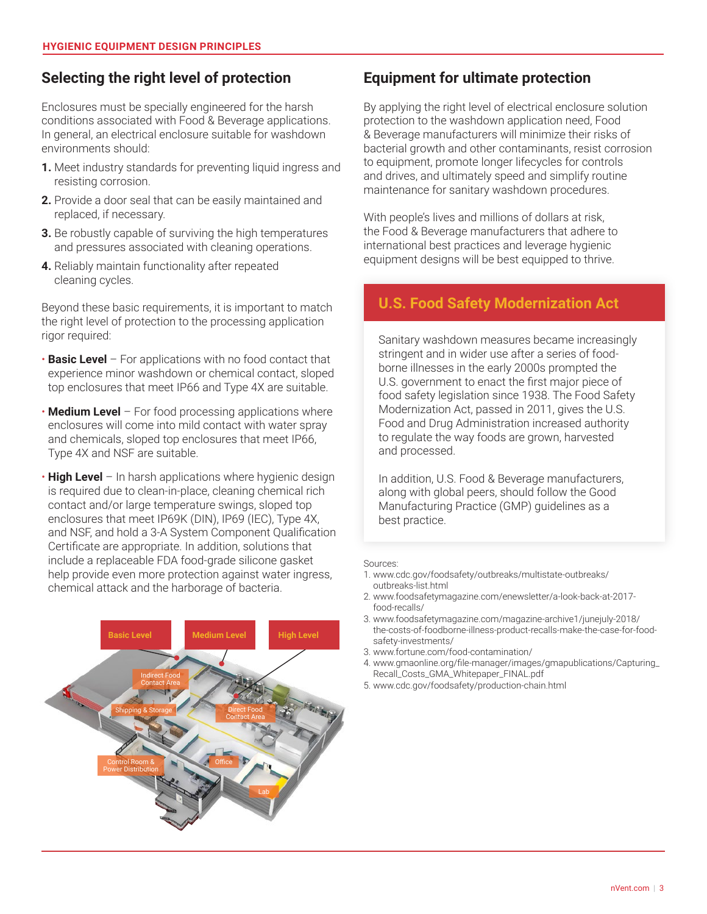## Selecting the right level of protection

Enclosures must be specially engineered for the harsh conditions associated with Food & Beverage applications. In general, an electrical enclosure suitable for washdown environments should:

1. Meet industry standards for preventing liquid ingress and resisting corrosion.
2. Provide a door seal that can be easily maintained and replaced, if necessary.
3. Be robustly capable of surviving the high temperatures and pressures associated with cleaning operations.
4. Reliably maintain functionality after repeated cleaning cycles.

Beyond these basic requirements, it is important to match the right level of protection to the processing application rigor required:

- **Basic Level** – For applications with no food contact that experience minor washdown or chemical contact, sloped top enclosures that meet IP66 and Type 4X are suitable.
- **Medium Level** – For food processing applications where enclosures will come into mild contact with water spray and chemicals, sloped top enclosures that meet IP66, Type 4X and NSF are suitable.
- **High Level** – In harsh applications where hygienic design is required due to clean-in-place, cleaning chemical rich contact and/or large temperature swings, sloped top enclosures that meet IP69K (DIN), IP69 (IEC), Type 4X, and NSF, and hold a 3-A System Component Qualification Certificate are appropriate. In addition, solutions that include a replaceable FDA food-grade silicone gasket help provide even more protection against water ingress, chemical attack and the harborage of bacteria.

Basic Level | Medium Level | High Level

Indirect Food Contact Area | Shipping & Storage | Direct Food Contact Area | Control Room & Power Distribution | Office | Lab

## Equipment for ultimate protection

By applying the right level of electrical enclosure solution protection to the washdown application need, Food & Beverage manufacturers will minimize their risks of bacterial growth and other contaminants, resist corrosion to equipment, promote longer lifecycles for controls and drives, and ultimately speed and simplify routine maintenance for sanitary washdown procedures.

With people's lives and millions of dollars at risk, the Food & Beverage manufacturers that adhere to international best practices and leverage hygienic equipment designs will be best equipped to thrive.

### U.S. Food Safety Modernization Act

Sanitary washdown measures became increasingly stringent and in wider use after a series of food-borne illnesses in the early 2000s prompted the U.S. government to enact the first major piece of food safety legislation since 1938. The Food Safety Modernization Act, passed in 2011, gives the U.S. Food and Drug Administration increased authority to regulate the way foods are grown, harvested and processed.

In addition, U.S. Food & Beverage manufacturers, along with global peers, should follow the Good Manufacturing Practice (GMP) guidelines as a best practice.

Sources:

1. www.cdc.gov/foodsafety/outbreaks/multistate-outbreaks/outbreaks-list.html
2. www.foodsafetymagazine.com/enewsletter/a-look-back-at-2017-food-recalls/
3. www.foodsafetymagazine.com/magazine-archive1/junejuly-2018/the-costs-of-foodborne-illness-product-recalls-make-the-case-for-food-safety-investments/
4. www.fortune.com/food-contamination/
5. www.gmaonline.org/file-manager/images/gmapublications/Capturing_Recall_Costs_GMA_Whitepaper_FINAL.pdf
6. www.cdc.gov/foodsafety/production-chain.html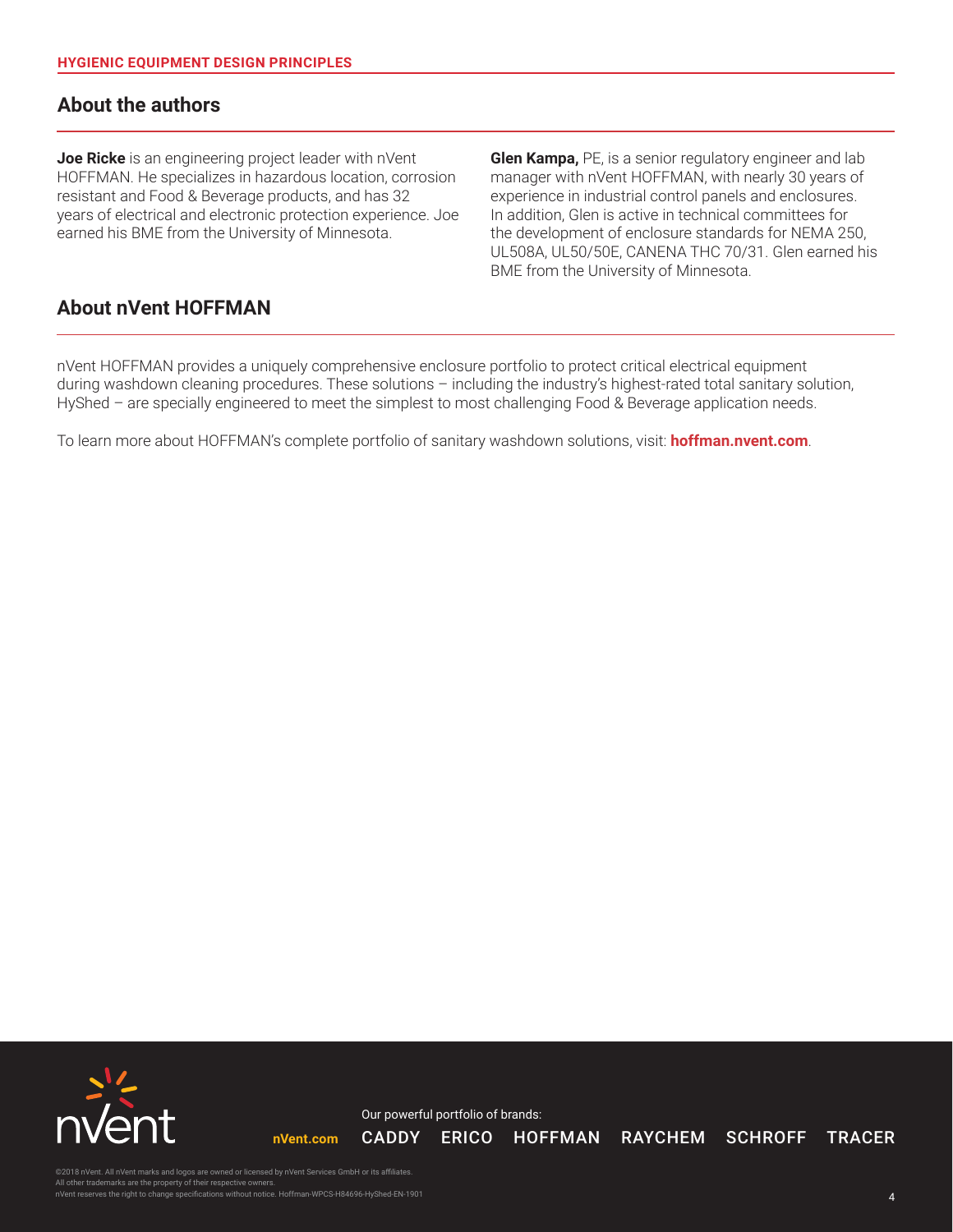## About the authors

**Joe Ricke** is an engineering project leader with nVent HOFFMAN. He specializes in hazardous location, corrosion resistant and Food & Beverage products, and has 32 years of electrical and electronic protection experience. Joe earned his BME from the University of Minnesota.

**Glen Kampa,** PE, is a senior regulatory engineer and lab manager with nVent HOFFMAN, with nearly 30 years of experience in industrial control panels and enclosures. In addition, Glen is active in technical committees for the development of enclosure standards for NEMA 250, UL508A, UL50/50E, CANENA THC 70/31. Glen earned his BME from the University of Minnesota.

## About nVent HOFFMAN

nVent HOFFMAN provides a uniquely comprehensive enclosure portfolio to protect critical electrical equipment during washdown cleaning procedures. These solutions – including the industry's highest-rated total sanitary solution, HyShed – are specially engineered to meet the simplest to most challenging Food & Beverage application needs.

To learn more about HOFFMAN's complete portfolio of sanitary washdown solutions, visit: **hoffman.nvent.com**.

nVent

nVent.com

Our powerful portfolio of brands:

CADDY ERICO HOFFMAN RAYCHEM SCHROFF TRACER

©2018 nVent. All nVent marks and logos are owned or licensed by nVent Services GmbH or its affiliates.
All other trademarks are the property of their respective owners.
nVent reserves the right to change specifications without notice. Hoffman-WPCS-H84696-HyShed-EN-1901